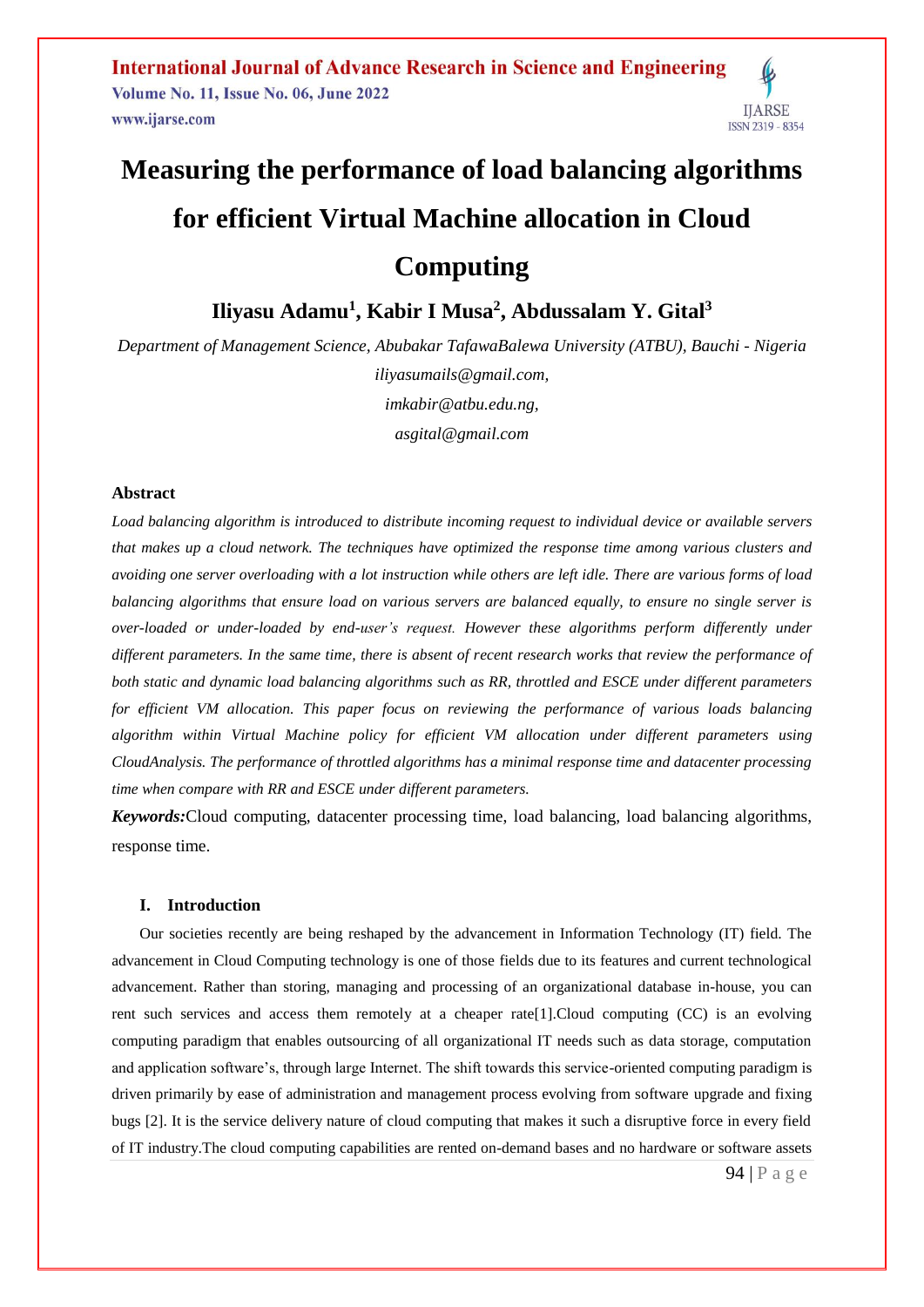# Measuring the performance of load balancing algorithms for efficient Virtual Machine allocation in Cloud Computing

**Iliyasu Adamu[1], Kabir I Musa[2], Abdussalam Y. Gital[3]**

*Department of Management Science, Abubakar TafawaBalewa University (ATBU), Bauchi - Nigeria*
*iliyasumails@gmail.com,*
*imkabir@atbu.edu.ng,*
*asgital@gmail.com*

### Abstract

*Load balancing algorithm is introduced to distribute incoming request to individual device or available servers that makes up a cloud network. The techniques have optimized the response time among various clusters and avoiding one server overloading with a lot instruction while others are left idle. There are various forms of load balancing algorithms that ensure load on various servers are balanced equally, to ensure no single server is over-loaded or under-loaded by end-user's request. However these algorithms perform differently under different parameters. In the same time, there is absent of recent research works that review the performance of both static and dynamic load balancing algorithms such as RR, throttled and ESCE under different parameters for efficient VM allocation. This paper focus on reviewing the performance of various loads balancing algorithm within Virtual Machine policy for efficient VM allocation under different parameters using CloudAnalysis. The performance of throttled algorithms has a minimal response time and datacenter processing time when compare with RR and ESCE under different parameters.*

***Keywords:*** Cloud computing, datacenter processing time, load balancing, load balancing algorithms, response time.

### I. Introduction

Our societies recently are being reshaped by the advancement in Information Technology (IT) field. The advancement in Cloud Computing technology is one of those fields due to its features and current technological advancement. Rather than storing, managing and processing of an organizational database in-house, you can rent such services and access them remotely at a cheaper rate[1].Cloud computing (CC) is an evolving computing paradigm that enables outsourcing of all organizational IT needs such as data storage, computation and application software's, through large Internet. The shift towards this service-oriented computing paradigm is driven primarily by ease of administration and management process evolving from software upgrade and fixing bugs [2]. It is the service delivery nature of cloud computing that makes it such a disruptive force in every field of IT industry.The cloud computing capabilities are rented on-demand bases and no hardware or software assets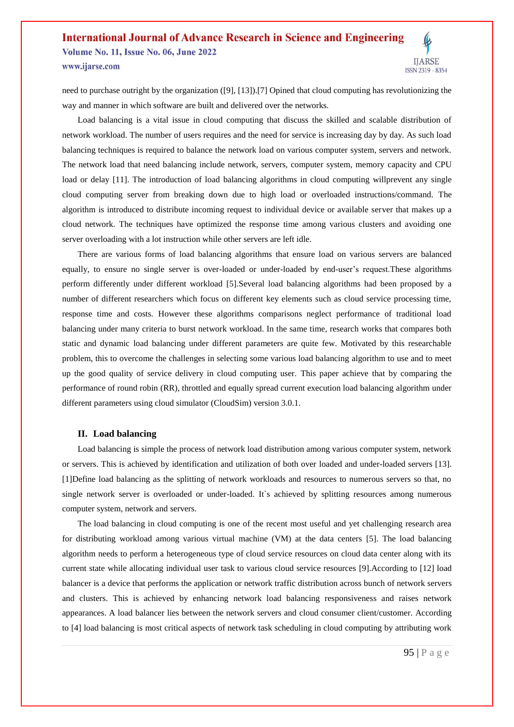need to purchase outright by the organization ([9], [13]).[7] Opined that cloud computing has revolutionizing the way and manner in which software are built and delivered over the networks.

Load balancing is a vital issue in cloud computing that discuss the skilled and scalable distribution of network workload. The number of users requires and the need for service is increasing day by day. As such load balancing techniques is required to balance the network load on various computer system, servers and network. The network load that need balancing include network, servers, computer system, memory capacity and CPU load or delay [11]. The introduction of load balancing algorithms in cloud computing willprevent any single cloud computing server from breaking down due to high load or overloaded instructions/command. The algorithm is introduced to distribute incoming request to individual device or available server that makes up a cloud network. The techniques have optimized the response time among various clusters and avoiding one server overloading with a lot instruction while other servers are left idle.

There are various forms of load balancing algorithms that ensure load on various servers are balanced equally, to ensure no single server is over-loaded or under-loaded by end-user's request.These algorithms perform differently under different workload [5].Several load balancing algorithms had been proposed by a number of different researchers which focus on different key elements such as cloud service processing time, response time and costs. However these algorithms comparisons neglect performance of traditional load balancing under many criteria to burst network workload. In the same time, research works that compares both static and dynamic load balancing under different parameters are quite few. Motivated by this researchable problem, this to overcome the challenges in selecting some various load balancing algorithm to use and to meet up the good quality of service delivery in cloud computing user. This paper achieve that by comparing the performance of round robin (RR), throttled and equally spread current execution load balancing algorithm under different parameters using cloud simulator (CloudSim) version 3.0.1.

## II. Load balancing

Load balancing is simple the process of network load distribution among various computer system, network or servers. This is achieved by identification and utilization of both over loaded and under-loaded servers [13]. [1]Define load balancing as the splitting of network workloads and resources to numerous servers so that, no single network server is overloaded or under-loaded. It`s achieved by splitting resources among numerous computer system, network and servers.

The load balancing in cloud computing is one of the recent most useful and yet challenging research area for distributing workload among various virtual machine (VM) at the data centers [5]. The load balancing algorithm needs to perform a heterogeneous type of cloud service resources on cloud data center along with its current state while allocating individual user task to various cloud service resources [9].According to [12] load balancer is a device that performs the application or network traffic distribution across bunch of network servers and clusters. This is achieved by enhancing network load balancing responsiveness and raises network appearances. A load balancer lies between the network servers and cloud consumer client/customer. According to [4] load balancing is most critical aspects of network task scheduling in cloud computing by attributing work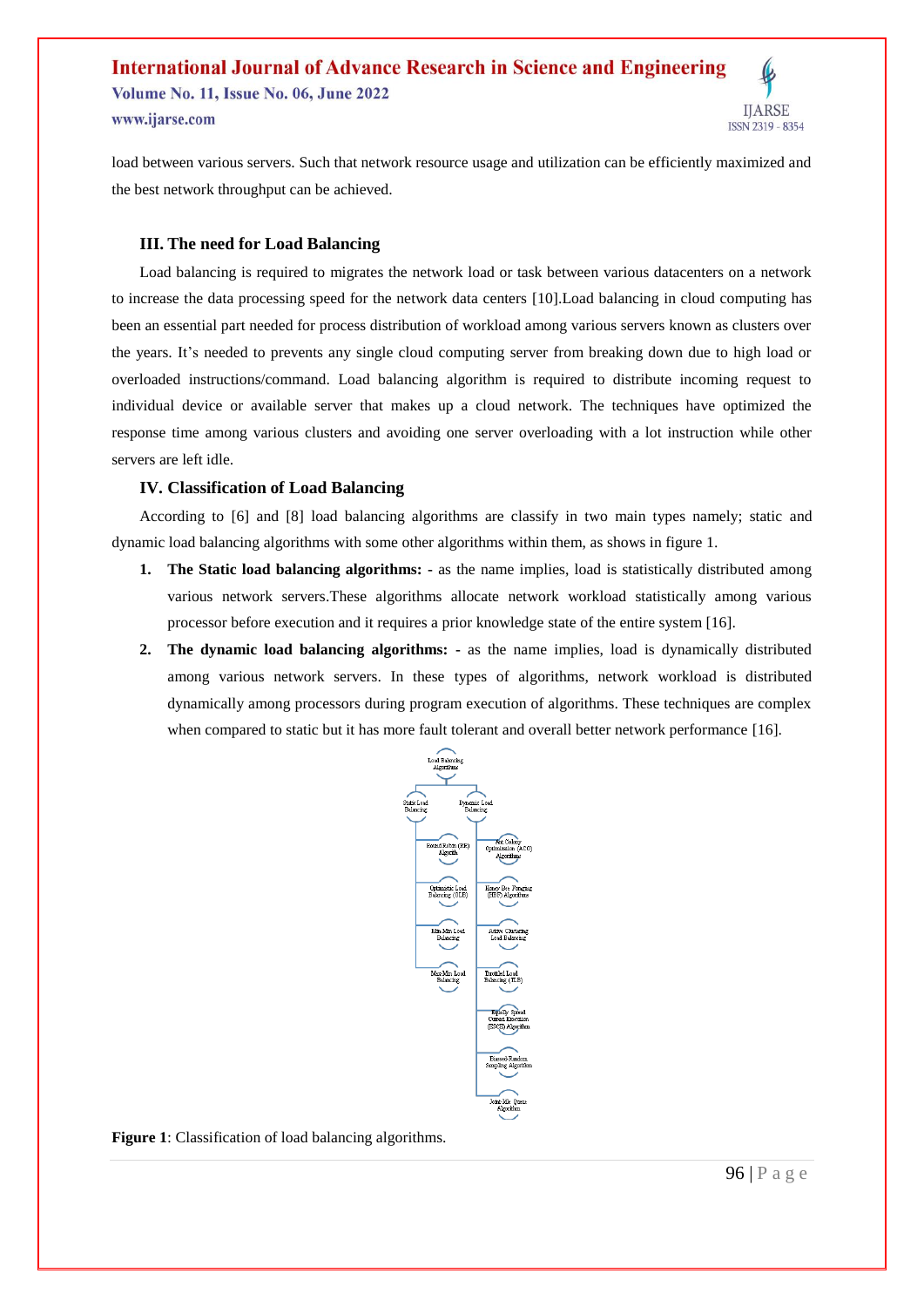load between various servers. Such that network resource usage and utilization can be efficiently maximized and the best network throughput can be achieved.

### III. The need for Load Balancing

Load balancing is required to migrates the network load or task between various datacenters on a network to increase the data processing speed for the network data centers [10].Load balancing in cloud computing has been an essential part needed for process distribution of workload among various servers known as clusters over the years. It's needed to prevents any single cloud computing server from breaking down due to high load or overloaded instructions/command. Load balancing algorithm is required to distribute incoming request to individual device or available server that makes up a cloud network. The techniques have optimized the response time among various clusters and avoiding one server overloading with a lot instruction while other servers are left idle.

### IV. Classification of Load Balancing

According to [6] and [8] load balancing algorithms are classify in two main types namely; static and dynamic load balancing algorithms with some other algorithms within them, as shows in figure 1.

1. **The Static load balancing algorithms: -** as the name implies, load is statistically distributed among various network servers.These algorithms allocate network workload statistically among various processor before execution and it requires a prior knowledge state of the entire system [16].
2. **The dynamic load balancing algorithms: -** as the name implies, load is dynamically distributed among various network servers. In these types of algorithms, network workload is distributed dynamically among processors during program execution of algorithms. These techniques are complex when compared to static but it has more fault tolerant and overall better network performance [16].

**Figure 1**: Classification of load balancing algorithms.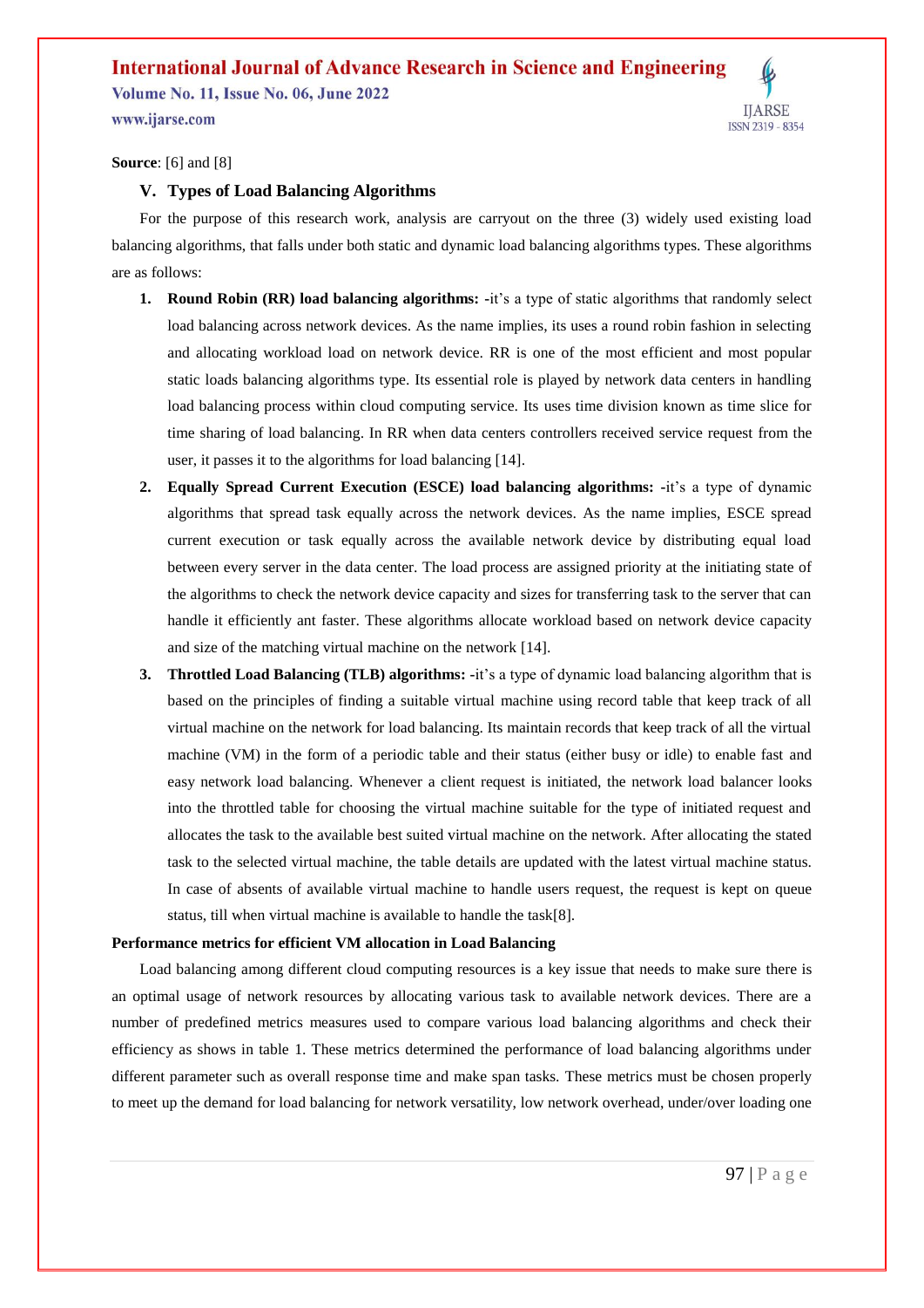**Source**: [6] and [8]

## V. Types of Load Balancing Algorithms

For the purpose of this research work, analysis are carryout on the three (3) widely used existing load balancing algorithms, that falls under both static and dynamic load balancing algorithms types. These algorithms are as follows:

1. **Round Robin (RR) load balancing algorithms: -**it's a type of static algorithms that randomly select load balancing across network devices. As the name implies, its uses a round robin fashion in selecting and allocating workload load on network device. RR is one of the most efficient and most popular static loads balancing algorithms type. Its essential role is played by network data centers in handling load balancing process within cloud computing service. Its uses time division known as time slice for time sharing of load balancing. In RR when data centers controllers received service request from the user, it passes it to the algorithms for load balancing [14].
2. **Equally Spread Current Execution (ESCE) load balancing algorithms: -**it's a type of dynamic algorithms that spread task equally across the network devices. As the name implies, ESCE spread current execution or task equally across the available network device by distributing equal load between every server in the data center. The load process are assigned priority at the initiating state of the algorithms to check the network device capacity and sizes for transferring task to the server that can handle it efficiently ant faster. These algorithms allocate workload based on network device capacity and size of the matching virtual machine on the network [14].
3. **Throttled Load Balancing (TLB) algorithms: -**it's a type of dynamic load balancing algorithm that is based on the principles of finding a suitable virtual machine using record table that keep track of all virtual machine on the network for load balancing. Its maintain records that keep track of all the virtual machine (VM) in the form of a periodic table and their status (either busy or idle) to enable fast and easy network load balancing. Whenever a client request is initiated, the network load balancer looks into the throttled table for choosing the virtual machine suitable for the type of initiated request and allocates the task to the available best suited virtual machine on the network. After allocating the stated task to the selected virtual machine, the table details are updated with the latest virtual machine status. In case of absents of available virtual machine to handle users request, the request is kept on queue status, till when virtual machine is available to handle the task[8].

**Performance metrics for efficient VM allocation in Load Balancing**

Load balancing among different cloud computing resources is a key issue that needs to make sure there is an optimal usage of network resources by allocating various task to available network devices. There are a number of predefined metrics measures used to compare various load balancing algorithms and check their efficiency as shows in table 1. These metrics determined the performance of load balancing algorithms under different parameter such as overall response time and make span tasks. These metrics must be chosen properly to meet up the demand for load balancing for network versatility, low network overhead, under/over loading one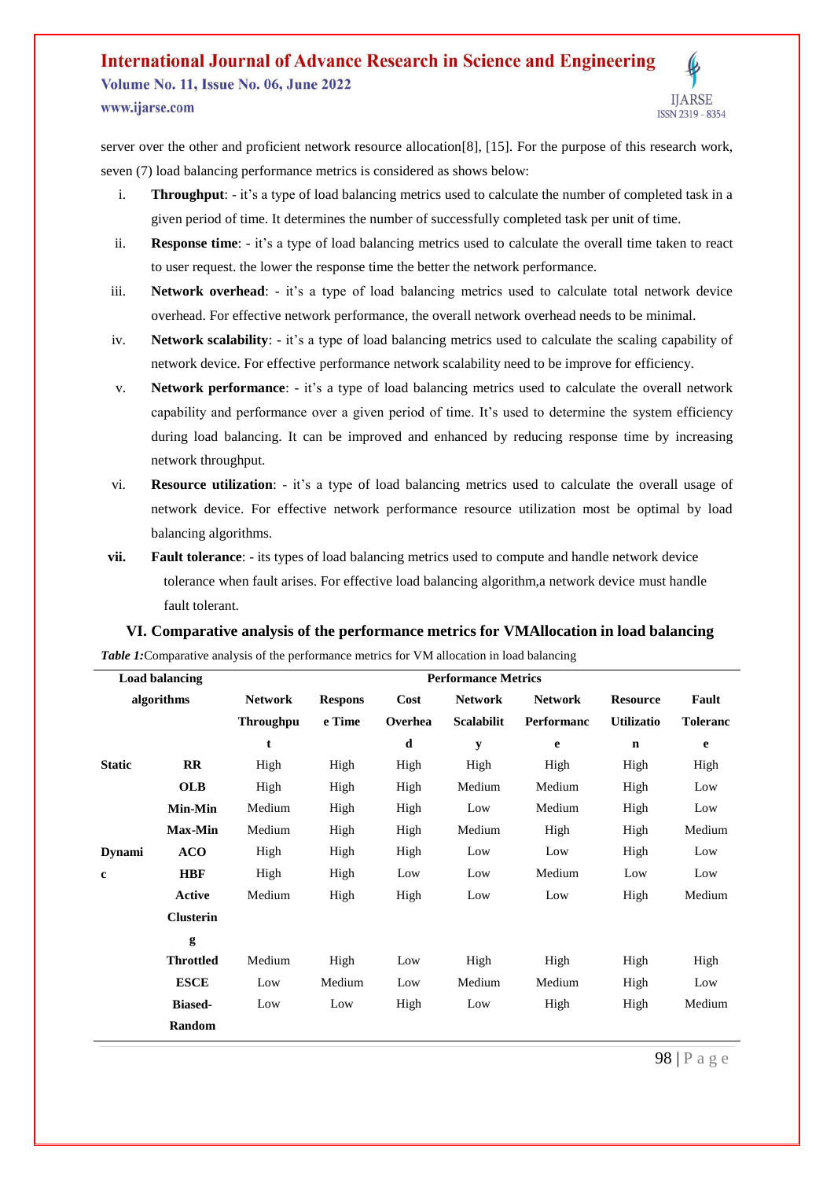server over the other and proficient network resource allocation[8], [15]. For the purpose of this research work, seven (7) load balancing performance metrics is considered as shows below:

i. **Throughput**: - it's a type of load balancing metrics used to calculate the number of completed task in a given period of time. It determines the number of successfully completed task per unit of time.

ii. **Response time**: - it's a type of load balancing metrics used to calculate the overall time taken to react to user request. the lower the response time the better the network performance.

iii. **Network overhead**: - it's a type of load balancing metrics used to calculate total network device overhead. For effective network performance, the overall network overhead needs to be minimal.

iv. **Network scalability**: - it's a type of load balancing metrics used to calculate the scaling capability of network device. For effective performance network scalability need to be improve for efficiency.

v. **Network performance**: - it's a type of load balancing metrics used to calculate the overall network capability and performance over a given period of time. It's used to determine the system efficiency during load balancing. It can be improved and enhanced by reducing response time by increasing network throughput.

vi. **Resource utilization**: - it's a type of load balancing metrics used to calculate the overall usage of network device. For effective network performance resource utilization most be optimal by load balancing algorithms.

**vii.** **Fault tolerance**: - its types of load balancing metrics used to compute and handle network device tolerance when fault arises. For effective load balancing algorithm,a network device must handle fault tolerant.

## VI. Comparative analysis of the performance metrics for VMAllocation in load balancing

***Table 1:*** Comparative analysis of the performance metrics for VM allocation in load balancing

| Load balancing algorithms | | Performance Metrics | | | | | | |
|---|---|---|---|---|---|---|---|---|
| | | **Network Throughput** | **Response Time** | **Cost Overhead** | **Network Scalability** | **Network Performance** | **Resource Utilization** | **Fault Tolerance** |
| **Static** | **RR** | High | High | High | High | High | High | High |
| | **OLB** | High | High | High | Medium | Medium | High | Low |
| | **Min-Min** | Medium | High | High | Low | Medium | High | Low |
| | **Max-Min** | Medium | High | High | Medium | High | High | Medium |
| **Dynamic** | **ACO** | High | High | High | Low | Low | High | Low |
| | **HBF** | High | High | Low | Low | Medium | Low | Low |
| | **Active Clustering** | Medium | High | High | Low | Low | High | Medium |
| | **Throttled** | Medium | High | Low | High | High | High | High |
| | **ESCE** | Low | Medium | Low | Medium | Medium | High | Low |
| | **Biased-Random** | Low | Low | High | Low | High | High | Medium |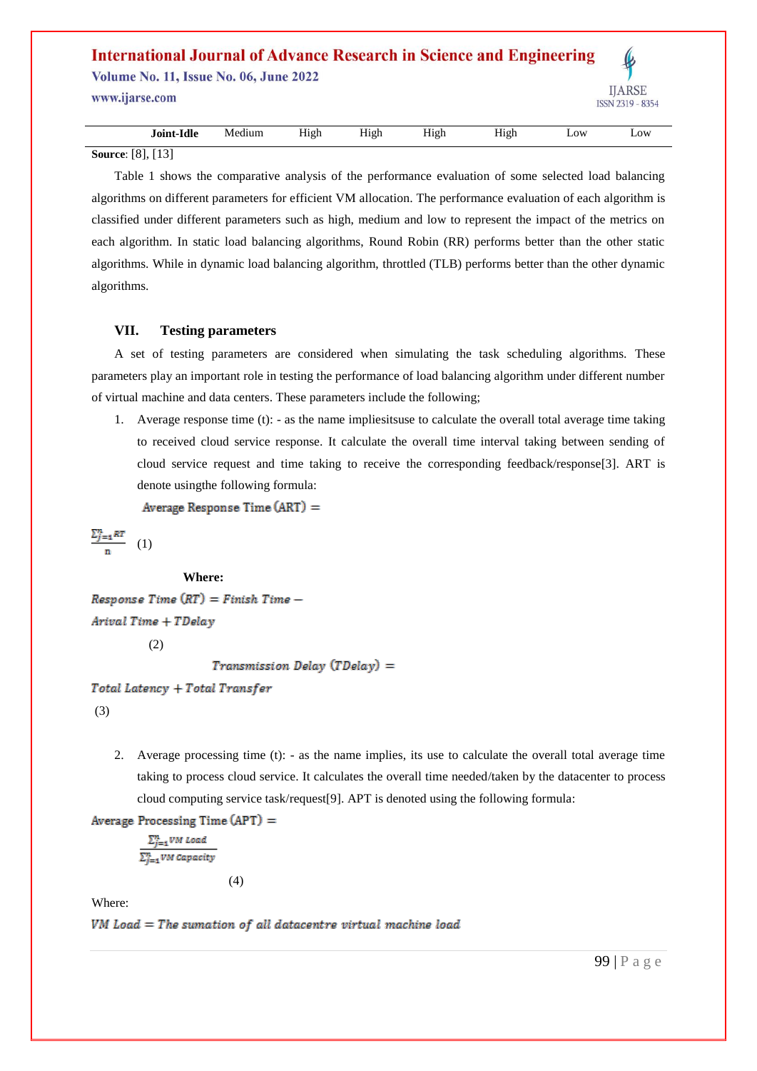| Joint-Idle | Medium | High | High | High | High | Low | Low |
|---|---|---|---|---|---|---|---|

**Source**: [8], [13]

Table 1 shows the comparative analysis of the performance evaluation of some selected load balancing algorithms on different parameters for efficient VM allocation. The performance evaluation of each algorithm is classified under different parameters such as high, medium and low to represent the impact of the metrics on each algorithm. In static load balancing algorithms, Round Robin (RR) performs better than the other static algorithms. While in dynamic load balancing algorithm, throttled (TLB) performs better than the other dynamic algorithms.

## VII. Testing parameters

A set of testing parameters are considered when simulating the task scheduling algorithms. These parameters play an important role in testing the performance of load balancing algorithm under different number of virtual machine and data centers. These parameters include the following;

1. Average response time (t): - as the name impliesitsuse to calculate the overall total average time taking to received cloud service response. It calculate the overall time interval taking between sending of cloud service request and time taking to receive the corresponding feedback/response[3]. ART is denote usingthe following formula:

$$\text{Average Response Time (ART)} = \frac{\sum_{j=1}^{n} RT}{n} \quad (1)$$

**Where:**

$$\text{Response Time } (RT) = \text{Finish Time} - \text{Arival Time} + TDelay \quad (2)$$

$$\text{Transmission Delay } (TDelay) = \text{Total Latency} + \text{Total Transfer} \quad (3)$$

2. Average processing time (t): - as the name implies, its use to calculate the overall total average time taking to process cloud service. It calculates the overall time needed/taken by the datacenter to process cloud computing service task/request[9]. APT is denoted using the following formula:

$$\text{Average Processing Time (APT)} = \frac{\sum_{j=1}^{n} VM\ Load}{\sum_{j=1}^{n} VM\ Capacity} \quad (4)$$

Where:

$$VM\ Load = \text{The sumation of all datacentre virtual machine load}$$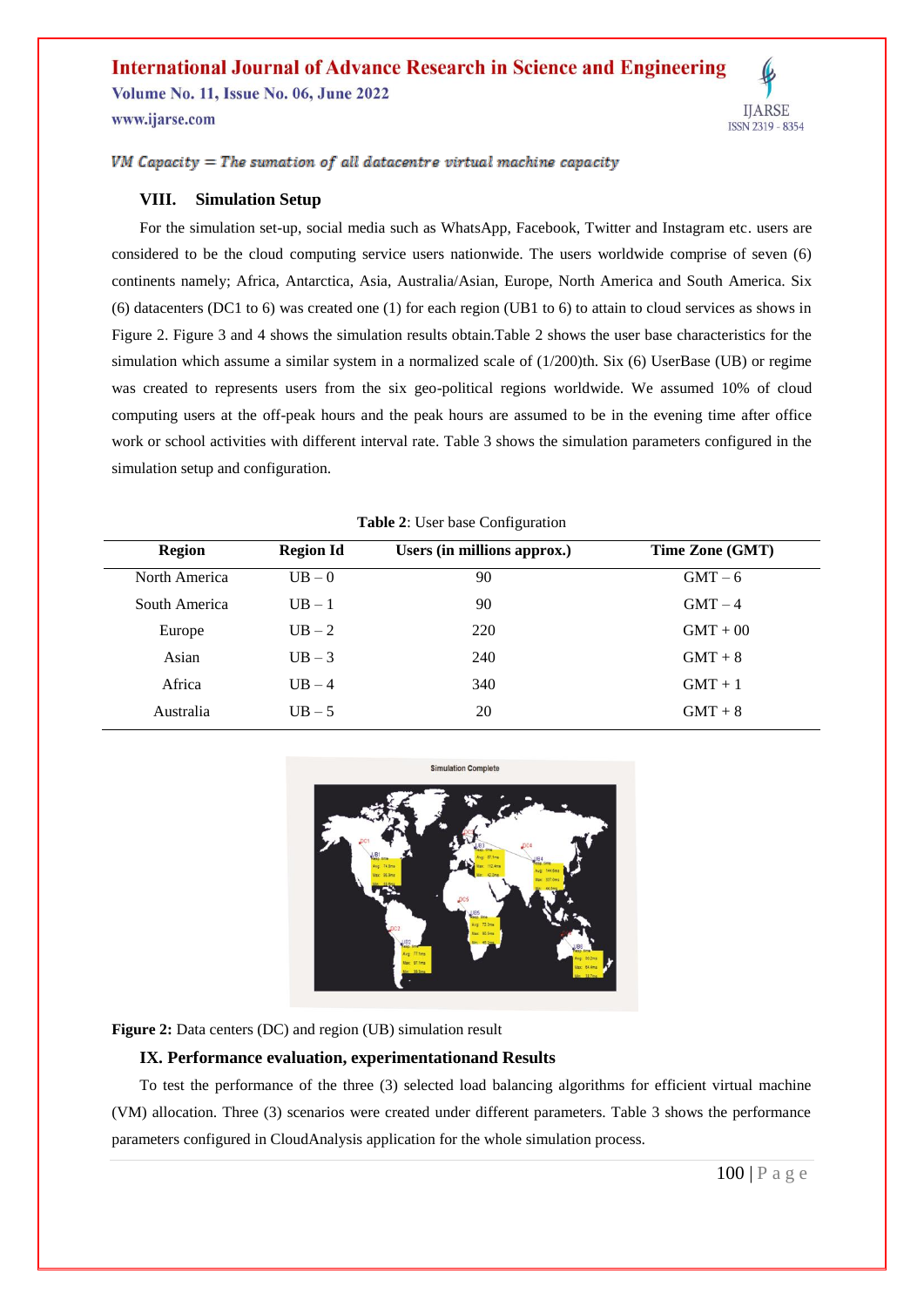*VM Capacity = The sumation of all datacentre virtual machine capacity*

## VIII. Simulation Setup

For the simulation set-up, social media such as WhatsApp, Facebook, Twitter and Instagram etc. users are considered to be the cloud computing service users nationwide. The users worldwide comprise of seven (6) continents namely; Africa, Antarctica, Asia, Australia/Asian, Europe, North America and South America. Six (6) datacenters (DC1 to 6) was created one (1) for each region (UB1 to 6) to attain to cloud services as shows in Figure 2. Figure 3 and 4 shows the simulation results obtain.Table 2 shows the user base characteristics for the simulation which assume a similar system in a normalized scale of (1/200)th. Six (6) UserBase (UB) or regime was created to represents users from the six geo-political regions worldwide. We assumed 10% of cloud computing users at the off-peak hours and the peak hours are assumed to be in the evening time after office work or school activities with different interval rate. Table 3 shows the simulation parameters configured in the simulation setup and configuration.

**Table 2**: User base Configuration

| Region | Region Id | Users (in millions approx.) | Time Zone (GMT) |
|---|---|---|---|
| North America | UB – 0 | 90 | GMT – 6 |
| South America | UB – 1 | 90 | GMT – 4 |
| Europe | UB – 2 | 220 | GMT + 00 |
| Asian | UB – 3 | 240 | GMT + 8 |
| Africa | UB – 4 | 340 | GMT + 1 |
| Australia | UB – 5 | 20 | GMT + 8 |

**Figure 2:** Data centers (DC) and region (UB) simulation result

## IX. Performance evaluation, experimentationand Results

To test the performance of the three (3) selected load balancing algorithms for efficient virtual machine (VM) allocation. Three (3) scenarios were created under different parameters. Table 3 shows the performance parameters configured in CloudAnalysis application for the whole simulation process.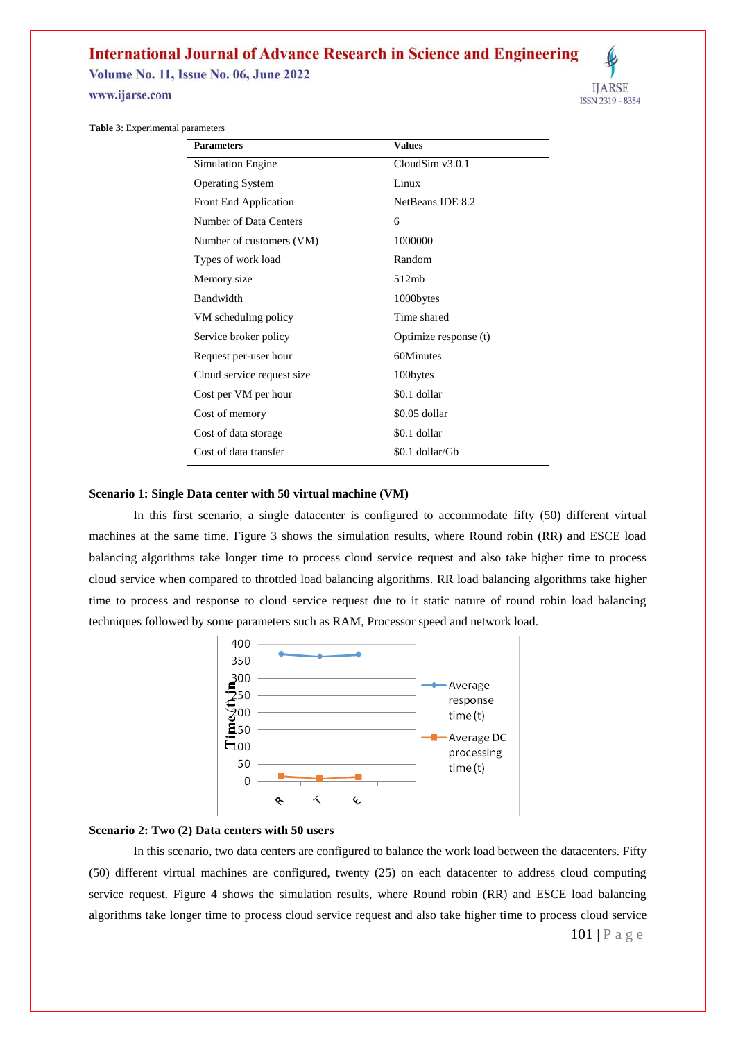**Table 3**: Experimental parameters

| Parameters | Values |
|---|---|
| Simulation Engine | CloudSim v3.0.1 |
| Operating System | Linux |
| Front End Application | NetBeans IDE 8.2 |
| Number of Data Centers | 6 |
| Number of customers (VM) | 1000000 |
| Types of work load | Random |
| Memory size | 512mb |
| Bandwidth | 1000bytes |
| VM scheduling policy | Time shared |
| Service broker policy | Optimize response (t) |
| Request per-user hour | 60Minutes |
| Cloud service request size | 100bytes |
| Cost per VM per hour | $0.1 dollar |
| Cost of memory | $0.05 dollar |
| Cost of data storage | $0.1 dollar |
| Cost of data transfer | $0.1 dollar/Gb |

**Scenario 1: Single Data center with 50 virtual machine (VM)**

In this first scenario, a single datacenter is configured to accommodate fifty (50) different virtual machines at the same time. Figure 3 shows the simulation results, where Round robin (RR) and ESCE load balancing algorithms take longer time to process cloud service request and also take higher time to process cloud service when compared to throttled load balancing algorithms. RR load balancing algorithms take higher time to process and response to cloud service request due to it static nature of round robin load balancing techniques followed by some parameters such as RAM, Processor speed and network load.

**Scenario 2: Two (2) Data centers with 50 users**

In this scenario, two data centers are configured to balance the work load between the datacenters. Fifty (50) different virtual machines are configured, twenty (25) on each datacenter to address cloud computing service request. Figure 4 shows the simulation results, where Round robin (RR) and ESCE load balancing algorithms take longer time to process cloud service request and also take higher time to process cloud service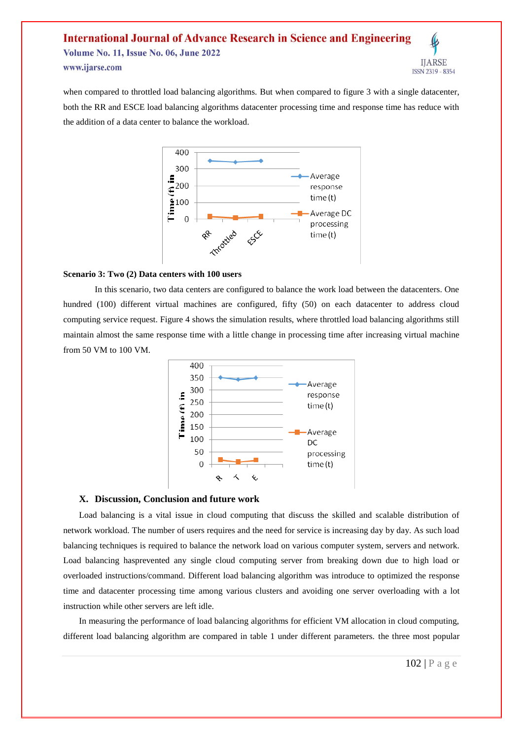when compared to throttled load balancing algorithms. But when compared to figure 3 with a single datacenter, both the RR and ESCE load balancing algorithms datacenter processing time and response time has reduce with the addition of a data center to balance the workload.

**Scenario 3: Two (2) Data centers with 100 users**

In this scenario, two data centers are configured to balance the work load between the datacenters. One hundred (100) different virtual machines are configured, fifty (50) on each datacenter to address cloud computing service request. Figure 4 shows the simulation results, where throttled load balancing algorithms still maintain almost the same response time with a little change in processing time after increasing virtual machine from 50 VM to 100 VM.

## X. Discussion, Conclusion and future work

Load balancing is a vital issue in cloud computing that discuss the skilled and scalable distribution of network workload. The number of users requires and the need for service is increasing day by day. As such load balancing techniques is required to balance the network load on various computer system, servers and network. Load balancing hasprevented any single cloud computing server from breaking down due to high load or overloaded instructions/command. Different load balancing algorithm was introduce to optimized the response time and datacenter processing time among various clusters and avoiding one server overloading with a lot instruction while other servers are left idle.

In measuring the performance of load balancing algorithms for efficient VM allocation in cloud computing, different load balancing algorithm are compared in table 1 under different parameters. the three most popular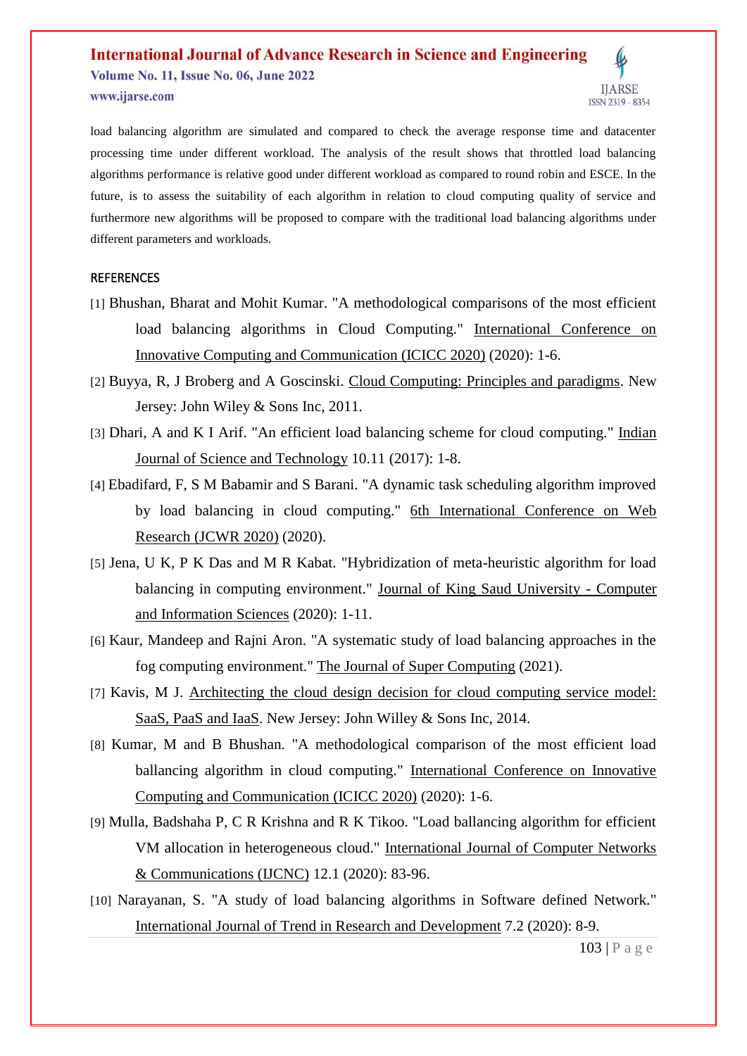load balancing algorithm are simulated and compared to check the average response time and datacenter processing time under different workload. The analysis of the result shows that throttled load balancing algorithms performance is relative good under different workload as compared to round robin and ESCE. In the future, is to assess the suitability of each algorithm in relation to cloud computing quality of service and furthermore new algorithms will be proposed to compare with the traditional load balancing algorithms under different parameters and workloads.

## REFERENCES

[1] Bhushan, Bharat and Mohit Kumar. "A methodological comparisons of the most efficient load balancing algorithms in Cloud Computing." International Conference on Innovative Computing and Communication (ICICC 2020) (2020): 1-6.

[2] Buyya, R, J Broberg and A Goscinski. Cloud Computing: Principles and paradigms. New Jersey: John Wiley & Sons Inc, 2011.

[3] Dhari, A and K I Arif. "An efficient load balancing scheme for cloud computing." Indian Journal of Science and Technology 10.11 (2017): 1-8.

[4] Ebadifard, F, S M Babamir and S Barani. "A dynamic task scheduling algorithm improved by load balancing in cloud computing." 6th International Conference on Web Research (JCWR 2020) (2020).

[5] Jena, U K, P K Das and M R Kabat. "Hybridization of meta-heuristic algorithm for load balancing in computing environment." Journal of King Saud University - Computer and Information Sciences (2020): 1-11.

[6] Kaur, Mandeep and Rajni Aron. "A systematic study of load balancing approaches in the fog computing environment." The Journal of Super Computing (2021).

[7] Kavis, M J. Architecting the cloud design decision for cloud computing service model: SaaS, PaaS and IaaS. New Jersey: John Willey & Sons Inc, 2014.

[8] Kumar, M and B Bhushan. "A methodological comparison of the most efficient load ballancing algorithm in cloud computing." International Conference on Innovative Computing and Communication (ICICC 2020) (2020): 1-6.

[9] Mulla, Badshaha P, C R Krishna and R K Tikoo. "Load ballancing algorithm for efficient VM allocation in heterogeneous cloud." International Journal of Computer Networks & Communications (IJCNC) 12.1 (2020): 83-96.

[10] Narayanan, S. "A study of load balancing algorithms in Software defined Network." International Journal of Trend in Research and Development 7.2 (2020): 8-9.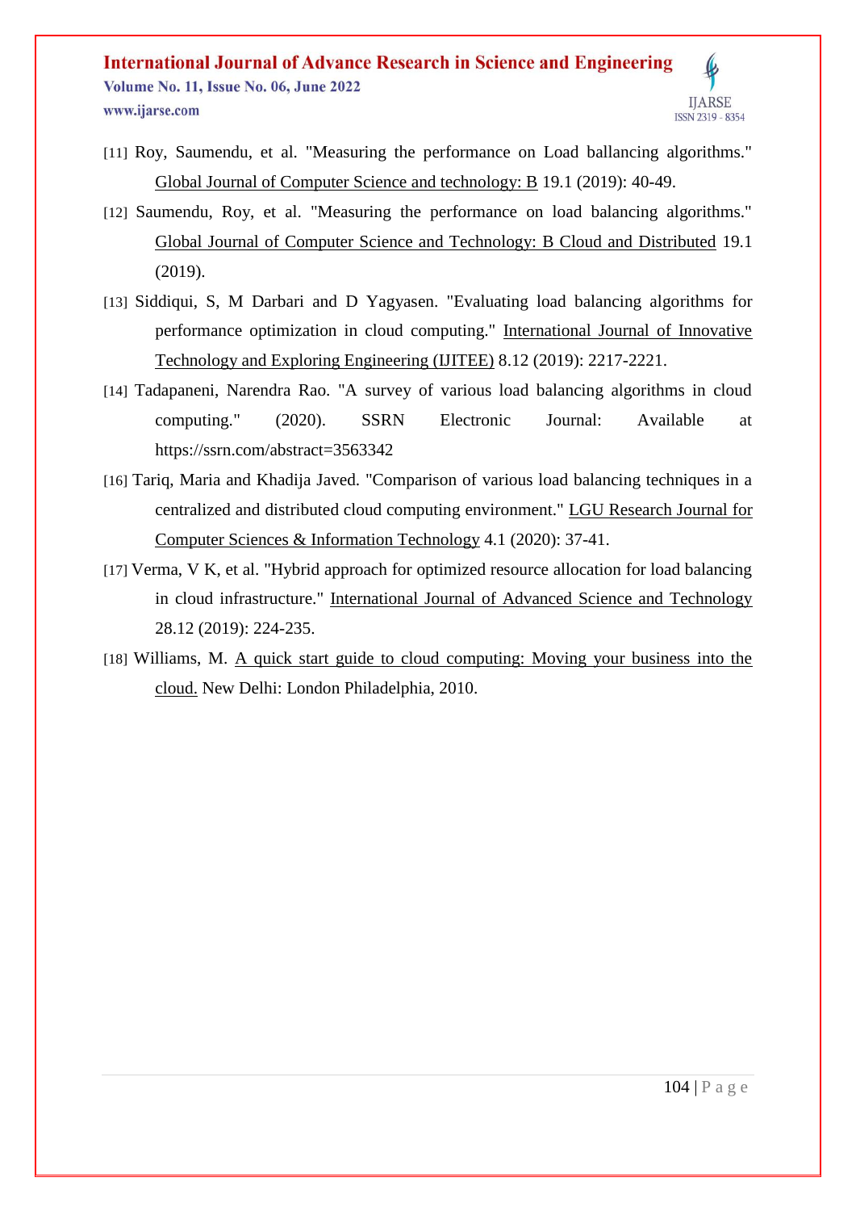[11] Roy, Saumendu, et al. "Measuring the performance on Load ballancing algorithms." Global Journal of Computer Science and technology: B 19.1 (2019): 40-49.

[12] Saumendu, Roy, et al. "Measuring the performance on load balancing algorithms." Global Journal of Computer Science and Technology: B Cloud and Distributed 19.1 (2019).

[13] Siddiqui, S, M Darbari and D Yagyasen. "Evaluating load balancing algorithms for performance optimization in cloud computing." International Journal of Innovative Technology and Exploring Engineering (IJITEE) 8.12 (2019): 2217-2221.

[14] Tadapaneni, Narendra Rao. "A survey of various load balancing algorithms in cloud computing." (2020). SSRN Electronic Journal: Available at https://ssrn.com/abstract=3563342

[16] Tariq, Maria and Khadija Javed. "Comparison of various load balancing techniques in a centralized and distributed cloud computing environment." LGU Research Journal for Computer Sciences & Information Technology 4.1 (2020): 37-41.

[17] Verma, V K, et al. "Hybrid approach for optimized resource allocation for load balancing in cloud infrastructure." International Journal of Advanced Science and Technology 28.12 (2019): 224-235.

[18] Williams, M. A quick start guide to cloud computing: Moving your business into the cloud. New Delhi: London Philadelphia, 2010.